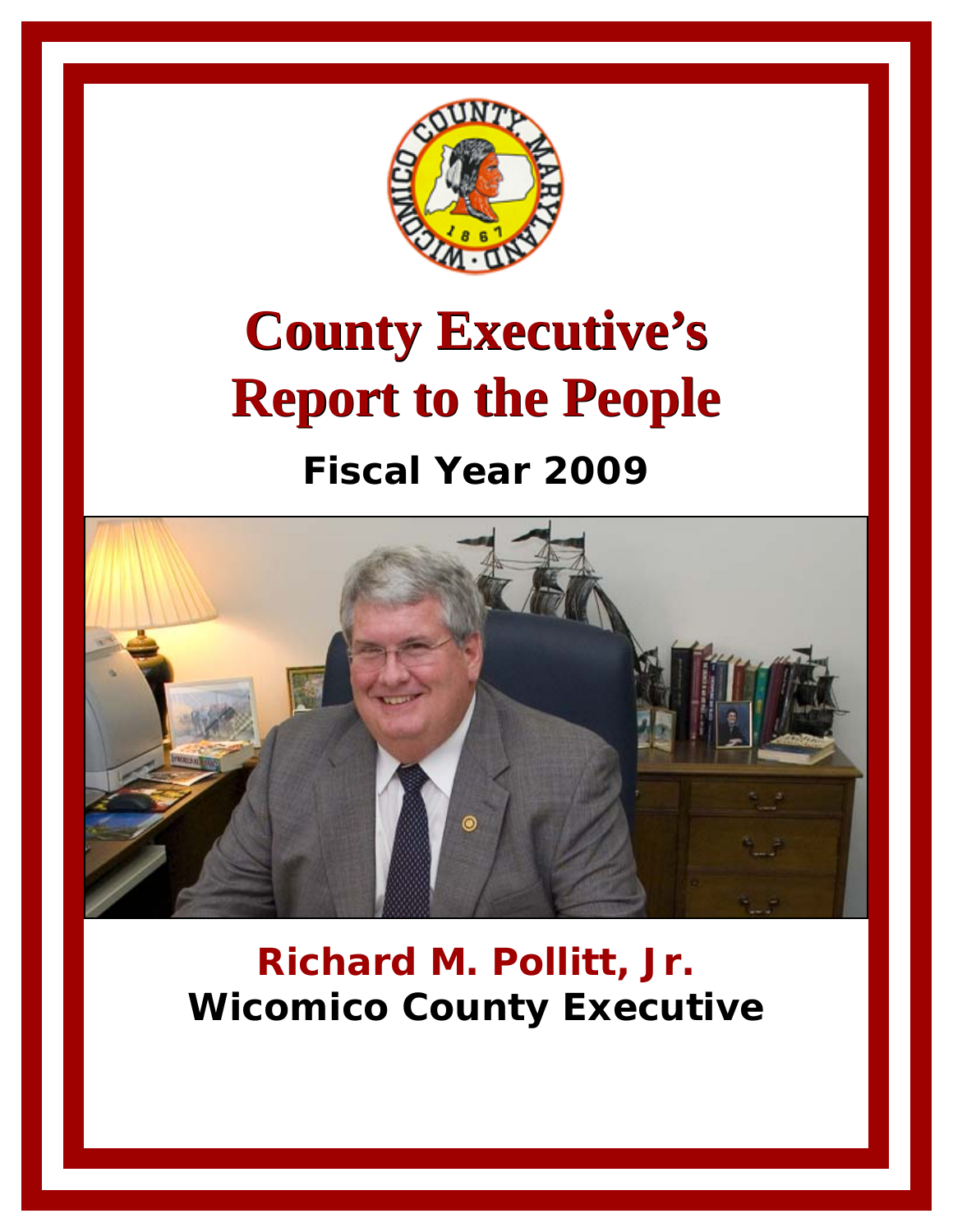# County Executive's Report to the People

## Fiscal Year 2009

**Richard M. Pollitt, Jr.**
**Wicomico County Executive**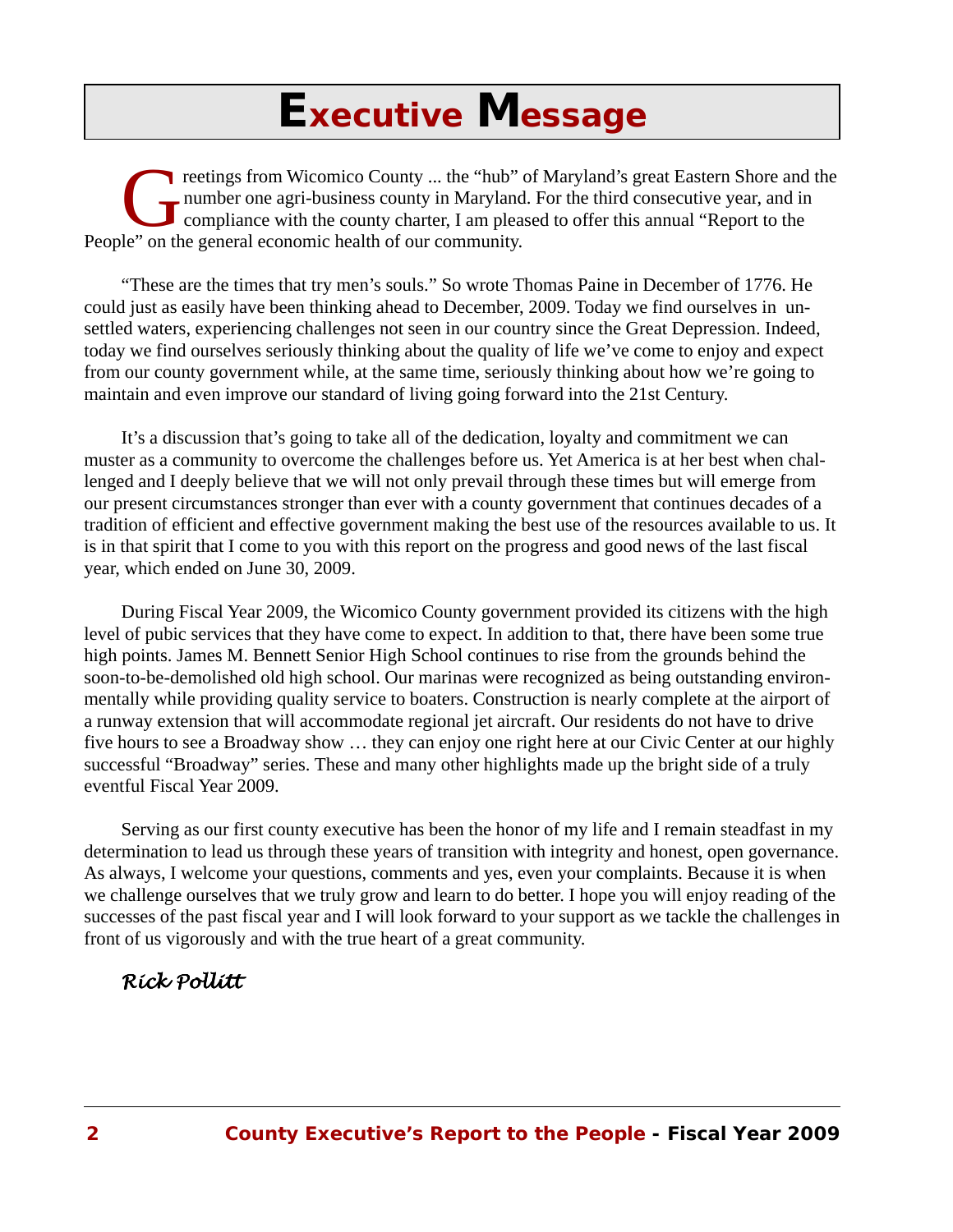# Executive Message

Greetings from Wicomico County ... the "hub" of Maryland's great Eastern Shore and the number one agri-business county in Maryland. For the third consecutive year, and in compliance with the county charter, I am pleased to offer this annual "Report to the People" on the general economic health of our community.

"These are the times that try men's souls." So wrote Thomas Paine in December of 1776. He could just as easily have been thinking ahead to December, 2009. Today we find ourselves in unsettled waters, experiencing challenges not seen in our country since the Great Depression. Indeed, today we find ourselves seriously thinking about the quality of life we've come to enjoy and expect from our county government while, at the same time, seriously thinking about how we're going to maintain and even improve our standard of living going forward into the 21st Century.

It's a discussion that's going to take all of the dedication, loyalty and commitment we can muster as a community to overcome the challenges before us. Yet America is at her best when challenged and I deeply believe that we will not only prevail through these times but will emerge from our present circumstances stronger than ever with a county government that continues decades of a tradition of efficient and effective government making the best use of the resources available to us. It is in that spirit that I come to you with this report on the progress and good news of the last fiscal year, which ended on June 30, 2009.

During Fiscal Year 2009, the Wicomico County government provided its citizens with the high level of pubic services that they have come to expect. In addition to that, there have been some true high points. James M. Bennett Senior High School continues to rise from the grounds behind the soon-to-be-demolished old high school. Our marinas were recognized as being outstanding environmentally while providing quality service to boaters. Construction is nearly complete at the airport of a runway extension that will accommodate regional jet aircraft. Our residents do not have to drive five hours to see a Broadway show … they can enjoy one right here at our Civic Center at our highly successful "Broadway" series. These and many other highlights made up the bright side of a truly eventful Fiscal Year 2009.

Serving as our first county executive has been the honor of my life and I remain steadfast in my determination to lead us through these years of transition with integrity and honest, open governance. As always, I welcome your questions, comments and yes, even your complaints. Because it is when we challenge ourselves that we truly grow and learn to do better. I hope you will enjoy reading of the successes of the past fiscal year and I will look forward to your support as we tackle the challenges in front of us vigorously and with the true heart of a great community.

*Rick Pollitt*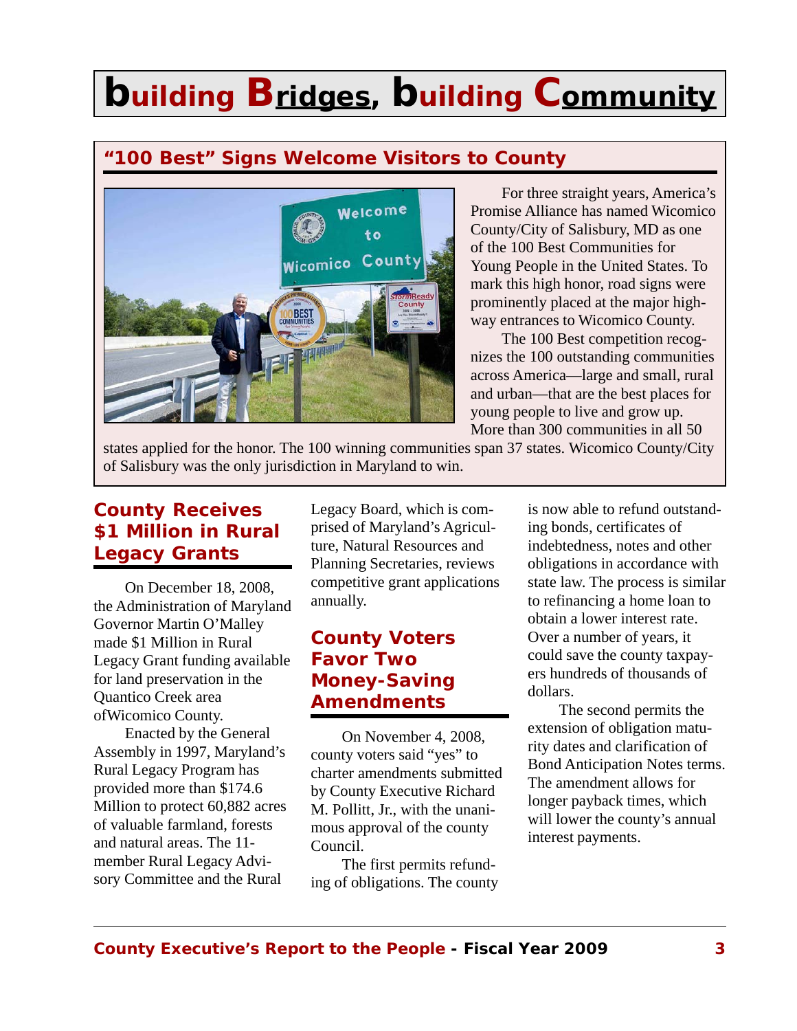# building Bridges, building Community

## "100 Best" Signs Welcome Visitors to County

For three straight years, America's Promise Alliance has named Wicomico County/City of Salisbury, MD as one of the 100 Best Communities for Young People in the United States. To mark this high honor, road signs were prominently placed at the major highway entrances to Wicomico County.

The 100 Best competition recognizes the 100 outstanding communities across America—large and small, rural and urban—that are the best places for young people to live and grow up. More than 300 communities in all 50 states applied for the honor. The 100 winning communities span 37 states. Wicomico County/City of Salisbury was the only jurisdiction in Maryland to win.

## County Receives $1 Million in Rural Legacy Grants

On December 18, 2008, the Administration of Maryland Governor Martin O'Malley made $1 Million in Rural Legacy Grant funding available for land preservation in the Quantico Creek area ofWicomico County.

Enacted by the General Assembly in 1997, Maryland's Rural Legacy Program has provided more than $174.6 Million to protect 60,882 acres of valuable farmland, forests and natural areas. The 11-member Rural Legacy Advisory Committee and the Rural Legacy Board, which is comprised of Maryland's Agriculture, Natural Resources and Planning Secretaries, reviews competitive grant applications annually.

## County Voters Favor Two Money-Saving Amendments

On November 4, 2008, county voters said "yes" to charter amendments submitted by County Executive Richard M. Pollitt, Jr., with the unanimous approval of the county Council.

The first permits refunding of obligations. The county is now able to refund outstanding bonds, certificates of indebtedness, notes and other obligations in accordance with state law. The process is similar to refinancing a home loan to obtain a lower interest rate. Over a number of years, it could save the county taxpayers hundreds of thousands of dollars.

The second permits the extension of obligation maturity dates and clarification of Bond Anticipation Notes terms. The amendment allows for longer payback times, which will lower the county's annual interest payments.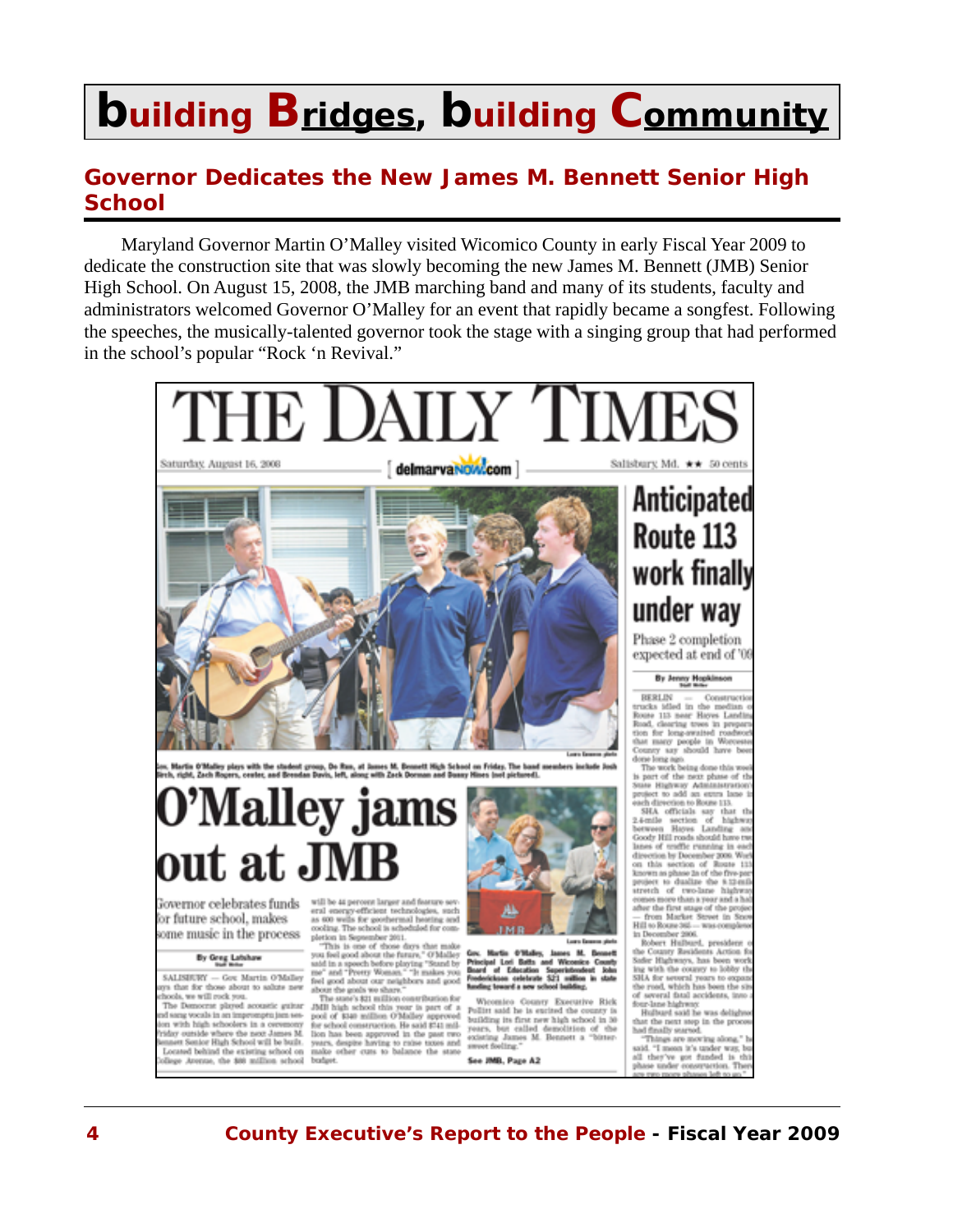# building Bridges, building Community

## Governor Dedicates the New James M. Bennett Senior High School

Maryland Governor Martin O'Malley visited Wicomico County in early Fiscal Year 2009 to dedicate the construction site that was slowly becoming the new James M. Bennett (JMB) Senior High School. On August 15, 2008, the JMB marching band and many of its students, faculty and administrators welcomed Governor O'Malley for an event that rapidly became a songfest. Following the speeches, the musically-talented governor took the stage with a singing group that had performed in the school's popular "Rock 'n Revival."

THE DAILY TIMES

Saturday, August 16, 2008 | delmarvaNOW.com | Salisbury, Md. ★★ 50 cents

Gov. Martin O'Malley plays with the student group, Do Rao, at James M. Bennett High School on Friday. The band members include Josh Birch, right, Zach Rogers, center, and Brendan Davis, left, along with Zack Dorman and Donny Hines (not pictured).

# O'Malley jams out at JMB

Governor celebrates funds for future school, makes some music in the process

By Greg Latshaw

SALISBURY — Gov. Martin O'Malley says that for those about to salute new schools, we will rock you.

The Democrat played acoustic guitar and sang vocals in an impromptu jam session with high schoolers in a ceremony Friday outside where the next James M. Bennett Senior High School will be built.

Located behind the existing school on College Avenue, the $88 million school will be 44 percent larger and feature several energy-efficient technologies, such as 600 wells for geothermal heating and cooling. The school is scheduled for completion in September 2011.

"This is one of those days that make you feel good about the future," O'Malley said in a speech before playing "Stand by me" and "Pretty Woman." "It makes you feel good about our neighbors and good about the goals we share."

The state's $21 million contribution for JMB high school this year is part of a pool of $340 million O'Malley approved for school construction. He said $741 million has been approved in the past two years, despite having to raise taxes and make other cuts to balance the state budget.

Gov. Martin O'Malley, James M. Bennett Principal Lori Batts and Wicomico County Board of Education Superintendent John Fredericksen celebrate $21 million in state funding toward a new school building.

Wicomico County Executive Rick Pollitt said he is excited the county is building its first new high school in 30 years, but called demolition of the existing James M. Bennett a "bitter-sweet feeling."

See JMB, Page A2

## Anticipated Route 113 work finally under way

Phase 2 completion expected at end of '09

By Jenny Hopkinson

BERLIN — Construction trucks idled in the median of Route 113 near Hayes Landing Road, clearing trees in preparation for long-awaited roadwork that many people in Worcester County say should have been done long ago.

The work being done this week is part of the next phase of the State Highway Administration's project to add an extra lane in each direction to Route 113.

SHA officials say that the 2.4-mile section of highway between Hayes Landing and Goody Hill roads should have two lanes of traffic running in each direction by December 2009. Work on this section of Route 113, known as phase 2a of the five-part project to dualize the 9.12-mile stretch of two-lane highway, comes more than a year and a half after the first stage of the project — from Market Street in Snow Hill to Route 365 — was completed in December 2006.

Robert Hulburd, president of the County Residents Action for Safer Highways, has been working with the county to lobby the SHA for several years to expand the road, which has been the site of several fatal accidents, into a four-lane highway.

Hulburd said he was delighted that the next step in the process had finally started.

"Things are moving along," he said. "I mean it's under way, but all they've got funded is this phase under construction. There are two more phases left to go."

4 County Executive's Report to the People - Fiscal Year 2009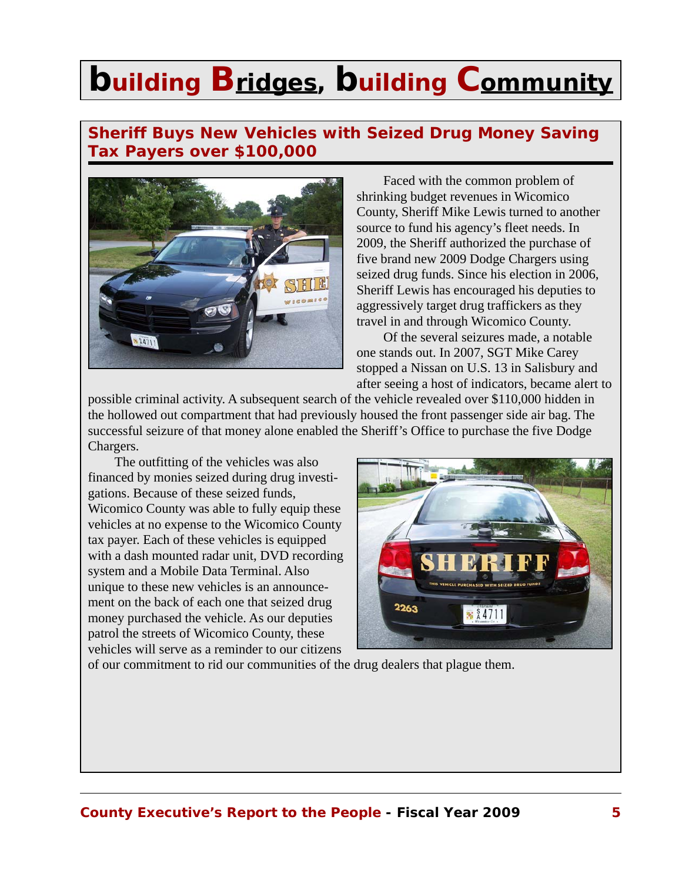# building Bridges, building Community

## Sheriff Buys New Vehicles with Seized Drug Money Saving Tax Payers over $100,000

Faced with the common problem of shrinking budget revenues in Wicomico County, Sheriff Mike Lewis turned to another source to fund his agency's fleet needs. In 2009, the Sheriff authorized the purchase of five brand new 2009 Dodge Chargers using seized drug funds. Since his election in 2006, Sheriff Lewis has encouraged his deputies to aggressively target drug traffickers as they travel in and through Wicomico County.

Of the several seizures made, a notable one stands out. In 2007, SGT Mike Carey stopped a Nissan on U.S. 13 in Salisbury and after seeing a host of indicators, became alert to possible criminal activity. A subsequent search of the vehicle revealed over $110,000 hidden in the hollowed out compartment that had previously housed the front passenger side air bag. The successful seizure of that money alone enabled the Sheriff's Office to purchase the five Dodge Chargers.

The outfitting of the vehicles was also financed by monies seized during drug investigations. Because of these seized funds, Wicomico County was able to fully equip these vehicles at no expense to the Wicomico County tax payer. Each of these vehicles is equipped with a dash mounted radar unit, DVD recording system and a Mobile Data Terminal. Also unique to these new vehicles is an announcement on the back of each one that seized drug money purchased the vehicle. As our deputies patrol the streets of Wicomico County, these vehicles will serve as a reminder to our citizens of our commitment to rid our communities of the drug dealers that plague them.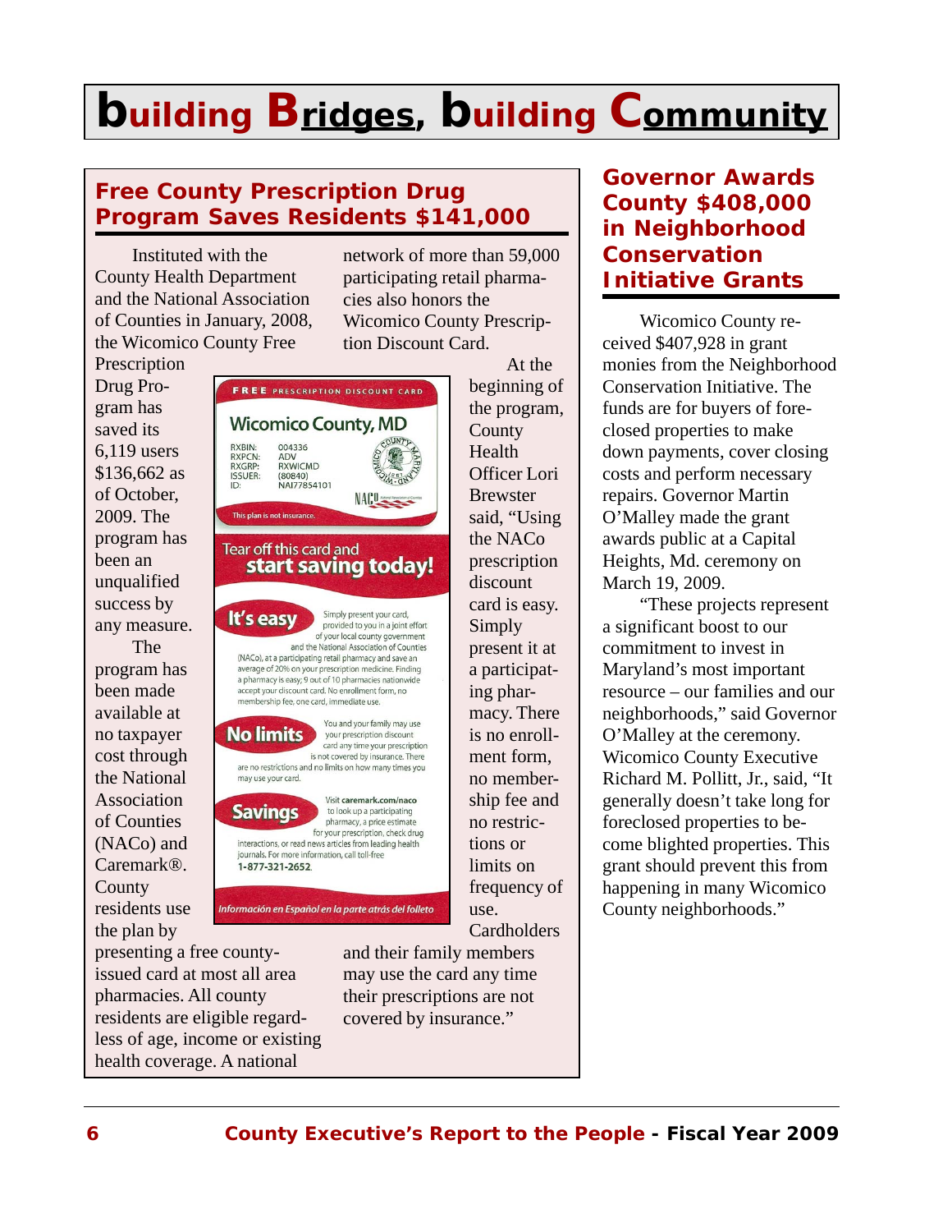# building Bridges, building Community

## Free County Prescription Drug Program Saves Residents $141,000

Instituted with the County Health Department and the National Association of Counties in January, 2008, the Wicomico County Free Prescription Drug Program has saved its 6,119 users $136,662 as of October, 2009. The program has been an unqualified success by any measure.

The program has been made available at no taxpayer cost through the National Association of Counties (NACo) and Caremark®. County residents use the plan by presenting a free county-issued card at most all area pharmacies. All county residents are eligible regardless of age, income or existing health coverage. A national network of more than 59,000 participating retail pharmacies also honors the Wicomico County Prescription Discount Card.

At the beginning of the program, County Health Officer Lori Brewster said, "Using the NACo prescription discount card is easy. Simply present it at a participating pharmacy. There is no enrollment form, no membership fee and no restrictions or limits on frequency of use. Cardholders and their family members may use the card any time their prescriptions are not covered by insurance."

FREE PRESCRIPTION DISCOUNT CARD

Wicomico County, MD

RXBIN: 004336
RXPCN: ADV
RXGRP: RXWICMD
ISSUER: (80840)
ID: NAI77854101

This plan is not insurance.

Tear off this card and **start saving today!**

**It's easy** Simply present your card, provided to you in a joint effort of your local county government and the National Association of Counties (NACo), at a participating retail pharmacy and save an average of 20% on your prescription medicine. Finding a pharmacy is easy; 9 out of 10 pharmacies nationwide accept your discount card. No enrollment form, no membership fee, one card, immediate use.

**No limits** You and your family may use your prescription discount card any time your prescription is not covered by insurance. There are no restrictions and no limits on how many times you may use your card.

**Savings** Visit **caremark.com/naco** to look up a participating pharmacy, a price estimate for your prescription, check drug interactions, or read news articles from leading health journals. For more information, call toll-free **1-877-321-2652**.

*Información en Español en la parte atrás del folleto*

## Governor Awards County $408,000 in Neighborhood Conservation Initiative Grants

Wicomico County received $407,928 in grant monies from the Neighborhood Conservation Initiative. The funds are for buyers of foreclosed properties to make down payments, cover closing costs and perform necessary repairs. Governor Martin O'Malley made the grant awards public at a Capital Heights, Md. ceremony on March 19, 2009.

"These projects represent a significant boost to our commitment to invest in Maryland's most important resource – our families and our neighborhoods," said Governor O'Malley at the ceremony. Wicomico County Executive Richard M. Pollitt, Jr., said, "It generally doesn't take long for foreclosed properties to become blighted properties. This grant should prevent this from happening in many Wicomico County neighborhoods."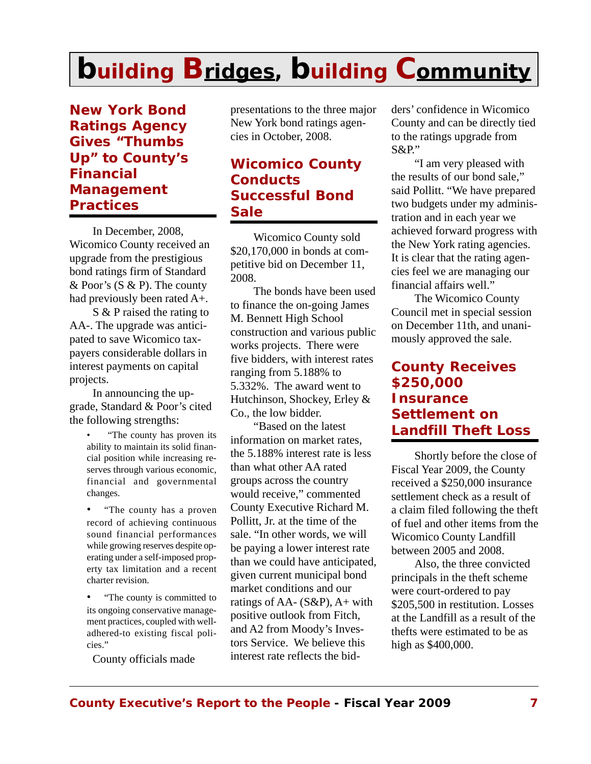# building Bridges, building Community

## New York Bond Ratings Agency Gives “Thumbs Up” to County’s Financial Management Practices

In December, 2008, Wicomico County received an upgrade from the prestigious bond ratings firm of Standard & Poor’s (S & P). The county had previously been rated A+.

S & P raised the rating to AA-. The upgrade was anticipated to save Wicomico taxpayers considerable dollars in interest payments on capital projects.

In announcing the upgrade, Standard & Poor’s cited the following strengths:

- “The county has proven its ability to maintain its solid financial position while increasing reserves through various economic, financial and governmental changes.
- “The county has a proven record of achieving continuous sound financial performances while growing reserves despite operating under a self-imposed property tax limitation and a recent charter revision.
- “The county is committed to its ongoing conservative management practices, coupled with well-adhered-to existing fiscal policies.”

County officials made presentations to the three major New York bond ratings agencies in October, 2008.

## Wicomico County Conducts Successful Bond Sale

Wicomico County sold $20,170,000 in bonds at competitive bid on December 11, 2008.

The bonds have been used to finance the on-going James M. Bennett High School construction and various public works projects. There were five bidders, with interest rates ranging from 5.188% to 5.332%. The award went to Hutchinson, Shockey, Erley & Co., the low bidder.

“Based on the latest information on market rates, the 5.188% interest rate is less than what other AA rated groups across the country would receive,” commented County Executive Richard M. Pollitt, Jr. at the time of the sale. “In other words, we will be paying a lower interest rate than we could have anticipated, given current municipal bond market conditions and our ratings of AA- (S&P), A+ with positive outlook from Fitch, and A2 from Moody’s Investors Service. We believe this interest rate reflects the bidders’ confidence in Wicomico County and can be directly tied to the ratings upgrade from S&P.”

“I am very pleased with the results of our bond sale,” said Pollitt. “We have prepared two budgets under my administration and in each year we achieved forward progress with the New York rating agencies. It is clear that the rating agencies feel we are managing our financial affairs well.”

The Wicomico County Council met in special session on December 11th, and unanimously approved the sale.

## County Receives $250,000 Insurance Settlement on Landfill Theft Loss

Shortly before the close of Fiscal Year 2009, the County received a $250,000 insurance settlement check as a result of a claim filed following the theft of fuel and other items from the Wicomico County Landfill between 2005 and 2008.

Also, the three convicted principals in the theft scheme were court-ordered to pay $205,500 in restitution. Losses at the Landfill as a result of the thefts were estimated to be as high as $400,000.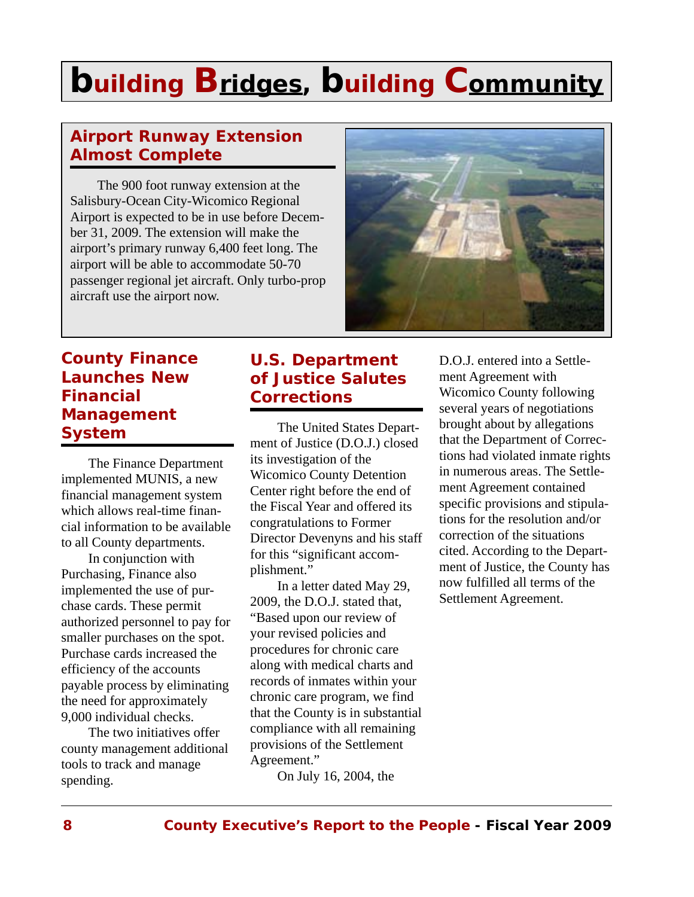# building Bridges, building Community

## Airport Runway Extension Almost Complete

The 900 foot runway extension at the Salisbury-Ocean City-Wicomico Regional Airport is expected to be in use before December 31, 2009. The extension will make the airport's primary runway 6,400 feet long. The airport will be able to accommodate 50-70 passenger regional jet aircraft. Only turbo-prop aircraft use the airport now.

## County Finance Launches New Financial Management System

The Finance Department implemented MUNIS, a new financial management system which allows real-time financial information to be available to all County departments.

In conjunction with Purchasing, Finance also implemented the use of purchase cards. These permit authorized personnel to pay for smaller purchases on the spot. Purchase cards increased the efficiency of the accounts payable process by eliminating the need for approximately 9,000 individual checks.

The two initiatives offer county management additional tools to track and manage spending.

## U.S. Department of Justice Salutes Corrections

The United States Department of Justice (D.O.J.) closed its investigation of the Wicomico County Detention Center right before the end of the Fiscal Year and offered its congratulations to Former Director Devenyns and his staff for this "significant accomplishment."

In a letter dated May 29, 2009, the D.O.J. stated that, "Based upon our review of your revised policies and procedures for chronic care along with medical charts and records of inmates within your chronic care program, we find that the County is in substantial compliance with all remaining provisions of the Settlement Agreement."

On July 16, 2004, the D.O.J. entered into a Settlement Agreement with Wicomico County following several years of negotiations brought about by allegations that the Department of Corrections had violated inmate rights in numerous areas. The Settlement Agreement contained specific provisions and stipulations for the resolution and/or correction of the situations cited. According to the Department of Justice, the County has now fulfilled all terms of the Settlement Agreement.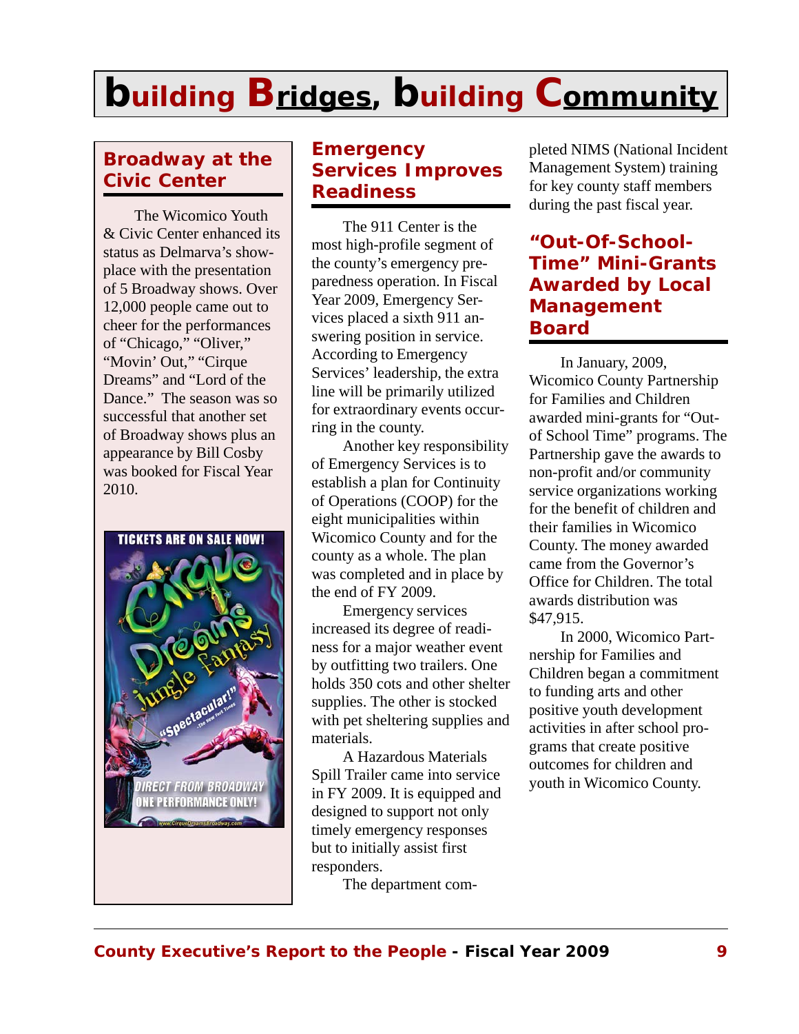# building Bridges, building Community

## Broadway at the Civic Center

The Wicomico Youth & Civic Center enhanced its status as Delmarva's showplace with the presentation of 5 Broadway shows. Over 12,000 people came out to cheer for the performances of "Chicago," "Oliver," "Movin' Out," "Cirque Dreams" and "Lord of the Dance." The season was so successful that another set of Broadway shows plus an appearance by Bill Cosby was booked for Fiscal Year 2010.

## Emergency Services Improves Readiness

The 911 Center is the most high-profile segment of the county's emergency preparedness operation. In Fiscal Year 2009, Emergency Services placed a sixth 911 answering position in service. According to Emergency Services' leadership, the extra line will be primarily utilized for extraordinary events occurring in the county.

Another key responsibility of Emergency Services is to establish a plan for Continuity of Operations (COOP) for the eight municipalities within Wicomico County and for the county as a whole. The plan was completed and in place by the end of FY 2009.

Emergency services increased its degree of readiness for a major weather event by outfitting two trailers. One holds 350 cots and other shelter supplies. The other is stocked with pet sheltering supplies and materials.

A Hazardous Materials Spill Trailer came into service in FY 2009. It is equipped and designed to support not only timely emergency responses but to initially assist first responders.

The department completed NIMS (National Incident Management System) training for key county staff members during the past fiscal year.

## "Out-Of-School-Time" Mini-Grants Awarded by Local Management Board

In January, 2009, Wicomico County Partnership for Families and Children awarded mini-grants for "Out-of School Time" programs. The Partnership gave the awards to non-profit and/or community service organizations working for the benefit of children and their families in Wicomico County. The money awarded came from the Governor's Office for Children. The total awards distribution was $47,915.

In 2000, Wicomico Partnership for Families and Children began a commitment to funding arts and other positive youth development activities in after school programs that create positive outcomes for children and youth in Wicomico County.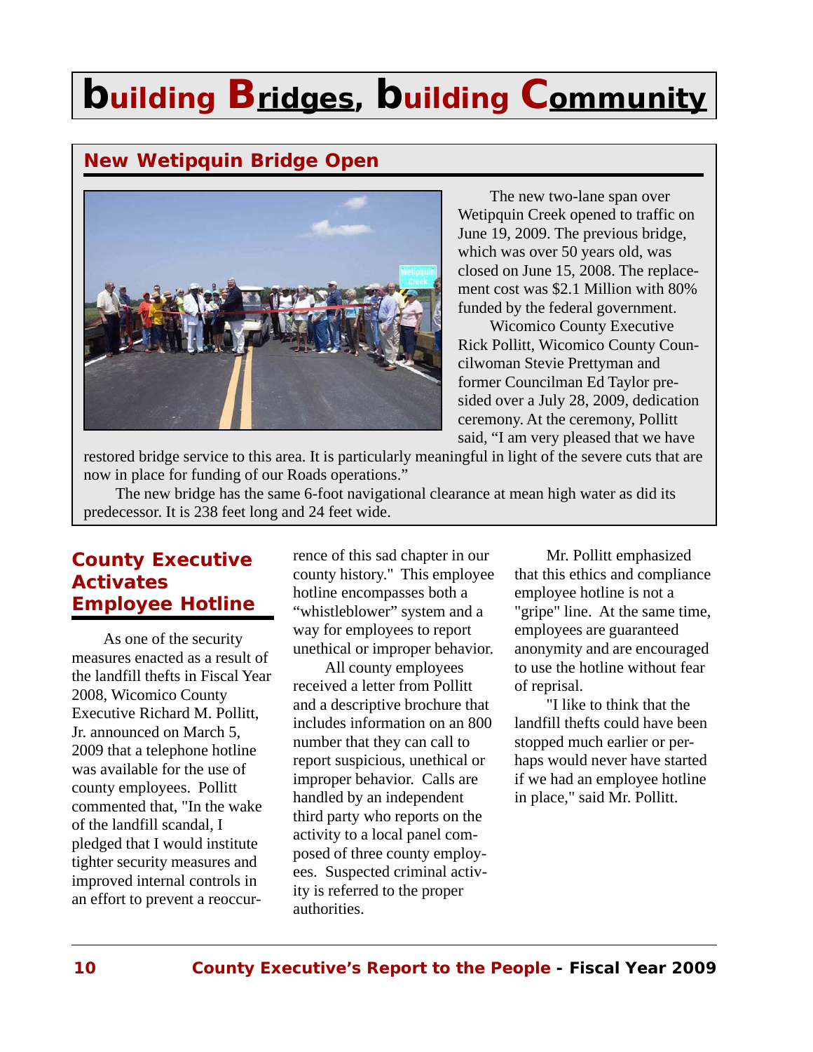# building Bridges, building Community

## New Wetipquin Bridge Open

The new two-lane span over Wetipquin Creek opened to traffic on June 19, 2009. The previous bridge, which was over 50 years old, was closed on June 15, 2008. The replacement cost was $2.1 Million with 80% funded by the federal government.

Wicomico County Executive Rick Pollitt, Wicomico County Councilwoman Stevie Prettyman and former Councilman Ed Taylor presided over a July 28, 2009, dedication ceremony. At the ceremony, Pollitt said, "I am very pleased that we have restored bridge service to this area. It is particularly meaningful in light of the severe cuts that are now in place for funding of our Roads operations."

The new bridge has the same 6-foot navigational clearance at mean high water as did its predecessor. It is 238 feet long and 24 feet wide.

## County Executive Activates Employee Hotline

As one of the security measures enacted as a result of the landfill thefts in Fiscal Year 2008, Wicomico County Executive Richard M. Pollitt, Jr. announced on March 5, 2009 that a telephone hotline was available for the use of county employees. Pollitt commented that, "In the wake of the landfill scandal, I pledged that I would institute tighter security measures and improved internal controls in an effort to prevent a reoccurrence of this sad chapter in our county history." This employee hotline encompasses both a "whistleblower" system and a way for employees to report unethical or improper behavior.

All county employees received a letter from Pollitt and a descriptive brochure that includes information on an 800 number that they can call to report suspicious, unethical or improper behavior. Calls are handled by an independent third party who reports on the activity to a local panel composed of three county employees. Suspected criminal activity is referred to the proper authorities.

Mr. Pollitt emphasized that this ethics and compliance employee hotline is not a "gripe" line. At the same time, employees are guaranteed anonymity and are encouraged to use the hotline without fear of reprisal.

"I like to think that the landfill thefts could have been stopped much earlier or perhaps would never have started if we had an employee hotline in place," said Mr. Pollitt.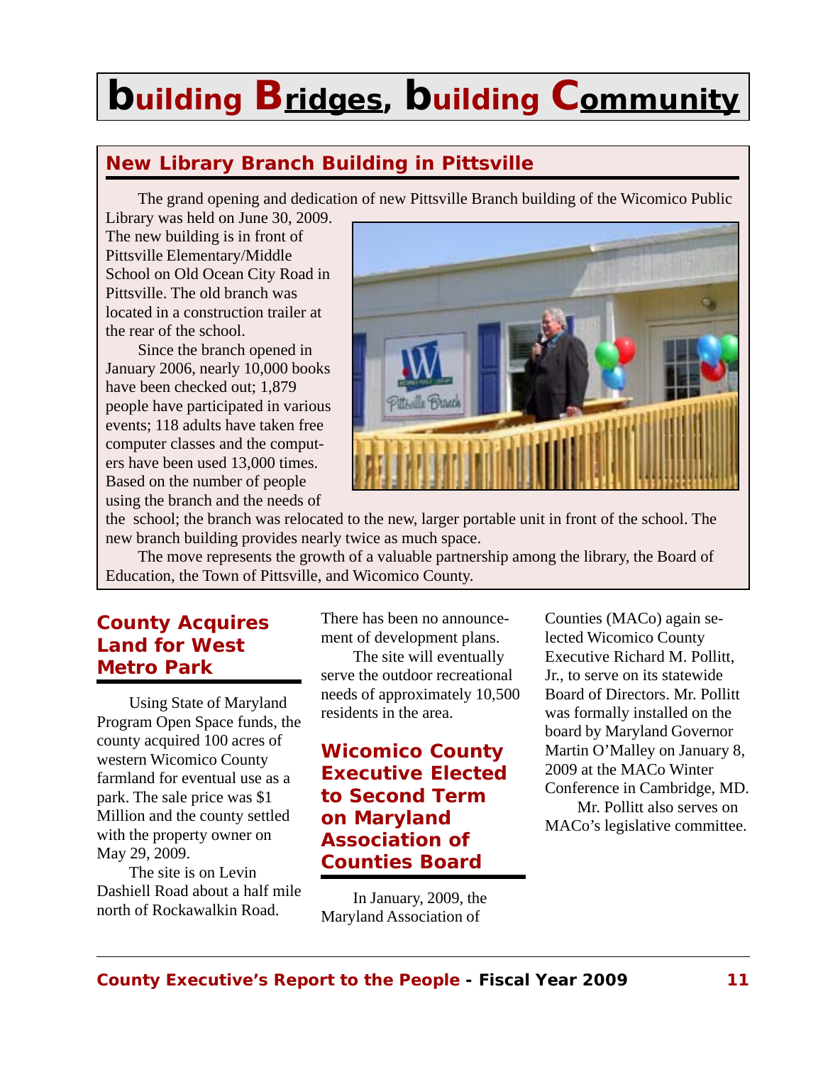# building Bridges, building Community

## New Library Branch Building in Pittsville

The grand opening and dedication of new Pittsville Branch building of the Wicomico Public Library was held on June 30, 2009. The new building is in front of Pittsville Elementary/Middle School on Old Ocean City Road in Pittsville. The old branch was located in a construction trailer at the rear of the school.

Since the branch opened in January 2006, nearly 10,000 books have been checked out; 1,879 people have participated in various events; 118 adults have taken free computer classes and the computers have been used 13,000 times. Based on the number of people using the branch and the needs of the school; the branch was relocated to the new, larger portable unit in front of the school. The new branch building provides nearly twice as much space.

The move represents the growth of a valuable partnership among the library, the Board of Education, the Town of Pittsville, and Wicomico County.

## County Acquires Land for West Metro Park

Using State of Maryland Program Open Space funds, the county acquired 100 acres of western Wicomico County farmland for eventual use as a park. The sale price was $1 Million and the county settled with the property owner on May 29, 2009.

The site is on Levin Dashiell Road about a half mile north of Rockawalkin Road. There has been no announcement of development plans.

The site will eventually serve the outdoor recreational needs of approximately 10,500 residents in the area.

## Wicomico County Executive Elected to Second Term on Maryland Association of Counties Board

In January, 2009, the Maryland Association of Counties (MACo) again selected Wicomico County Executive Richard M. Pollitt, Jr., to serve on its statewide Board of Directors. Mr. Pollitt was formally installed on the board by Maryland Governor Martin O'Malley on January 8, 2009 at the MACo Winter Conference in Cambridge, MD.

Mr. Pollitt also serves on MACo's legislative committee.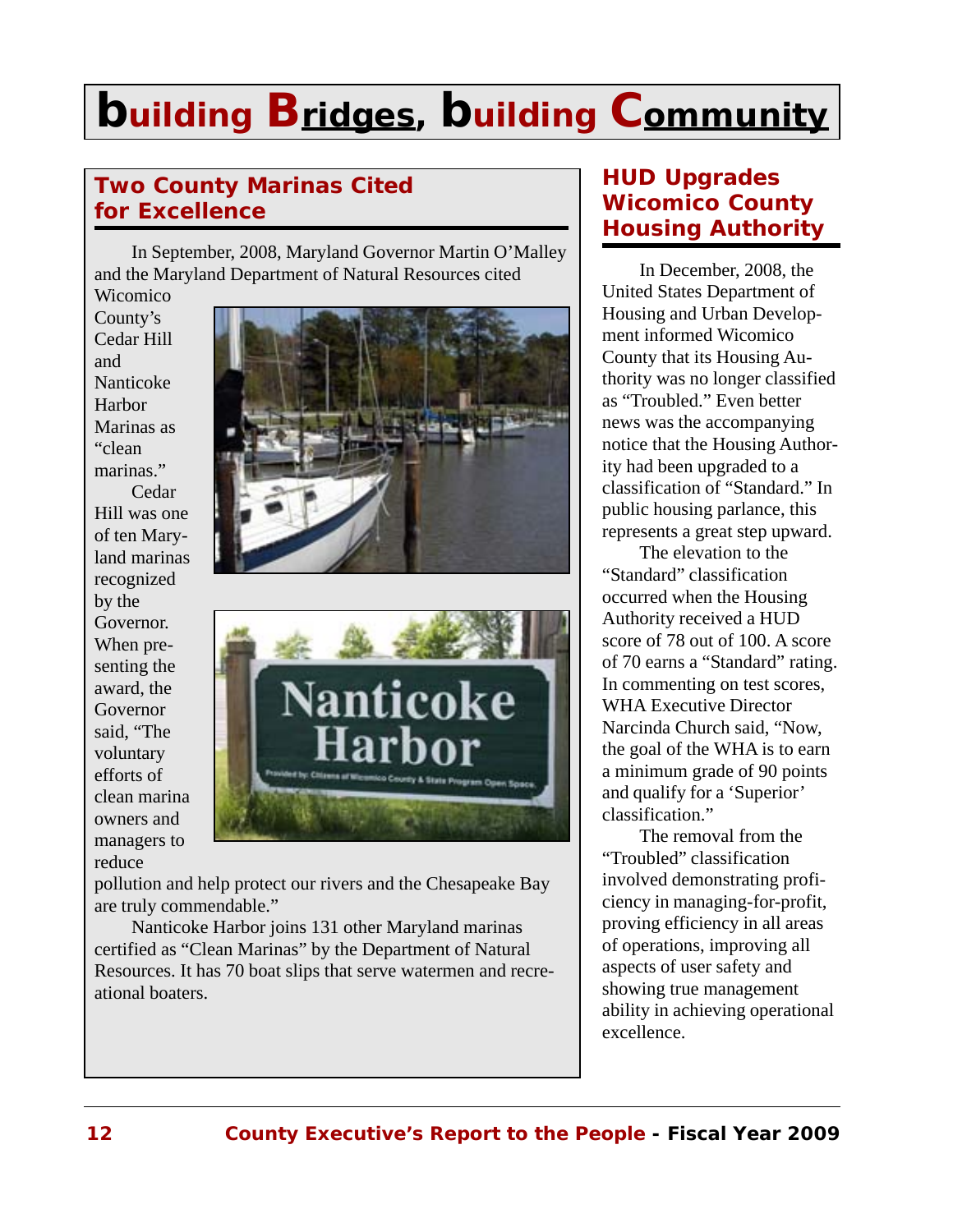# building Bridges, building Community

## Two County Marinas Cited for Excellence

In September, 2008, Maryland Governor Martin O'Malley and the Maryland Department of Natural Resources cited Wicomico County's Cedar Hill and Nanticoke Harbor Marinas as "clean marinas."

Cedar Hill was one of ten Maryland marinas recognized by the Governor. When presenting the award, the Governor said, "The voluntary efforts of clean marina owners and managers to reduce pollution and help protect our rivers and the Chesapeake Bay are truly commendable."

Nanticoke Harbor joins 131 other Maryland marinas certified as "Clean Marinas" by the Department of Natural Resources. It has 70 boat slips that serve watermen and recreational boaters.

## HUD Upgrades Wicomico County Housing Authority

In December, 2008, the United States Department of Housing and Urban Development informed Wicomico County that its Housing Authority was no longer classified as "Troubled." Even better news was the accompanying notice that the Housing Authority had been upgraded to a classification of "Standard." In public housing parlance, this represents a great step upward.

The elevation to the "Standard" classification occurred when the Housing Authority received a HUD score of 78 out of 100. A score of 70 earns a "Standard" rating. In commenting on test scores, WHA Executive Director Narcinda Church said, "Now, the goal of the WHA is to earn a minimum grade of 90 points and qualify for a 'Superior' classification."

The removal from the "Troubled" classification involved demonstrating proficiency in managing-for-profit, proving efficiency in all areas of operations, improving all aspects of user safety and showing true management ability in achieving operational excellence.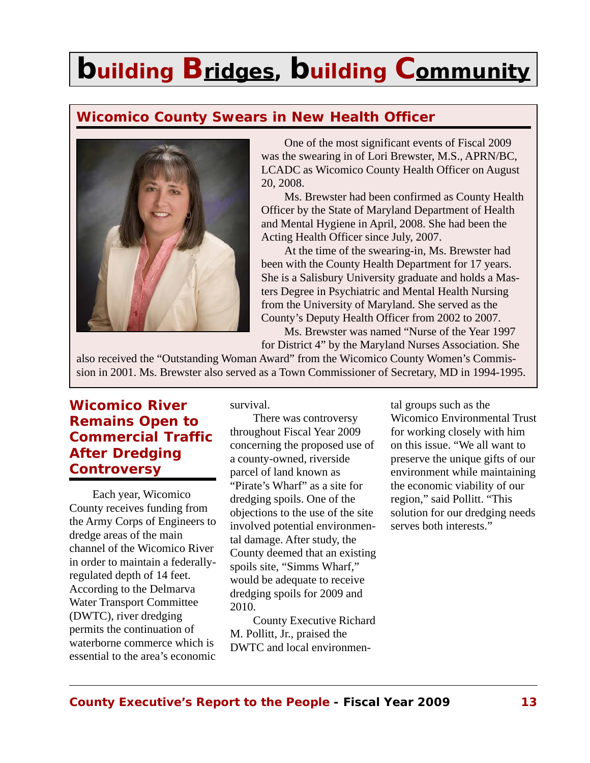# building Bridges, building Community

## Wicomico County Swears in New Health Officer

One of the most significant events of Fiscal 2009 was the swearing in of Lori Brewster, M.S., APRN/BC, LCADC as Wicomico County Health Officer on August 20, 2008.

Ms. Brewster had been confirmed as County Health Officer by the State of Maryland Department of Health and Mental Hygiene in April, 2008. She had been the Acting Health Officer since July, 2007.

At the time of the swearing-in, Ms. Brewster had been with the County Health Department for 17 years. She is a Salisbury University graduate and holds a Masters Degree in Psychiatric and Mental Health Nursing from the University of Maryland. She served as the County's Deputy Health Officer from 2002 to 2007.

Ms. Brewster was named "Nurse of the Year 1997 for District 4" by the Maryland Nurses Association. She also received the "Outstanding Woman Award" from the Wicomico County Women's Commission in 2001. Ms. Brewster also served as a Town Commissioner of Secretary, MD in 1994-1995.

## Wicomico River Remains Open to Commercial Traffic After Dredging Controversy

Each year, Wicomico County receives funding from the Army Corps of Engineers to dredge areas of the main channel of the Wicomico River in order to maintain a federally-regulated depth of 14 feet. According to the Delmarva Water Transport Committee (DWTC), river dredging permits the continuation of waterborne commerce which is essential to the area's economic survival.

There was controversy throughout Fiscal Year 2009 concerning the proposed use of a county-owned, riverside parcel of land known as "Pirate's Wharf" as a site for dredging spoils. One of the objections to the use of the site involved potential environmental damage. After study, the County deemed that an existing spoils site, "Simms Wharf," would be adequate to receive dredging spoils for 2009 and 2010.

County Executive Richard M. Pollitt, Jr., praised the DWTC and local environmental groups such as the Wicomico Environmental Trust for working closely with him on this issue. "We all want to preserve the unique gifts of our environment while maintaining the economic viability of our region," said Pollitt. "This solution for our dredging needs serves both interests."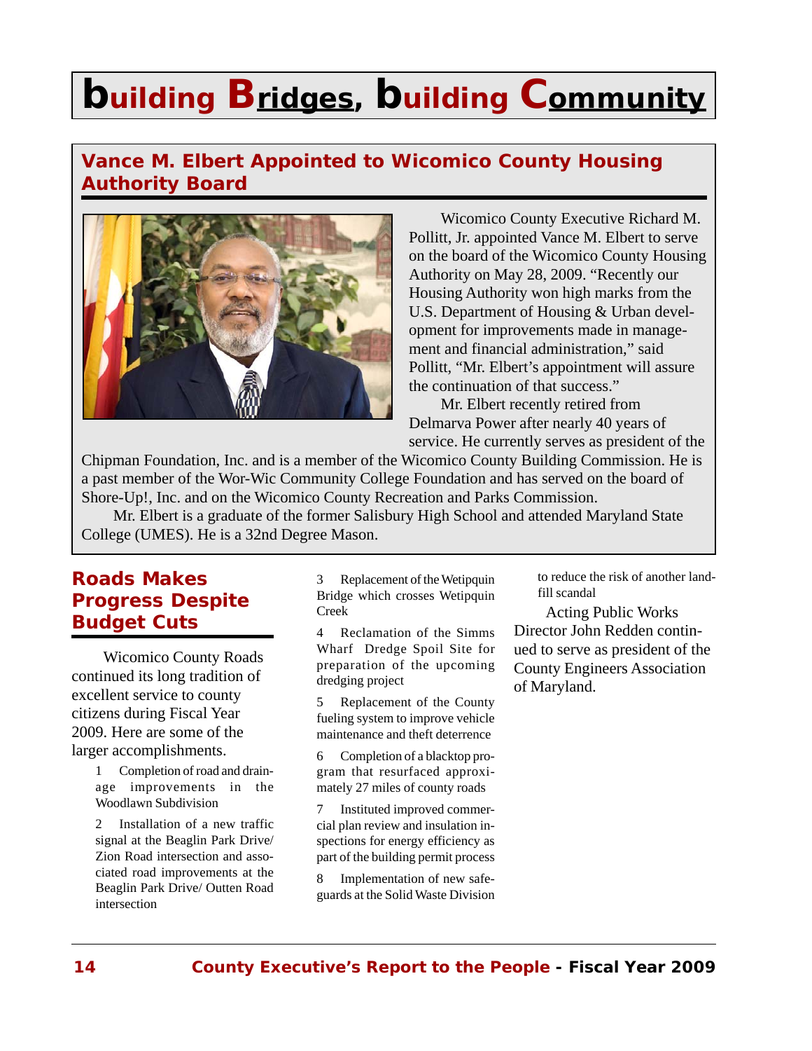# building Bridges, building Community

## Vance M. Elbert Appointed to Wicomico County Housing Authority Board

Wicomico County Executive Richard M. Pollitt, Jr. appointed Vance M. Elbert to serve on the board of the Wicomico County Housing Authority on May 28, 2009. "Recently our Housing Authority won high marks from the U.S. Department of Housing & Urban development for improvements made in management and financial administration," said Pollitt, "Mr. Elbert's appointment will assure the continuation of that success."

Mr. Elbert recently retired from Delmarva Power after nearly 40 years of service. He currently serves as president of the Chipman Foundation, Inc. and is a member of the Wicomico County Building Commission. He is a past member of the Wor-Wic Community College Foundation and has served on the board of Shore-Up!, Inc. and on the Wicomico County Recreation and Parks Commission.

Mr. Elbert is a graduate of the former Salisbury High School and attended Maryland State College (UMES). He is a 32nd Degree Mason.

## Roads Makes Progress Despite Budget Cuts

Wicomico County Roads continued its long tradition of excellent service to county citizens during Fiscal Year 2009. Here are some of the larger accomplishments.

1. Completion of road and drainage improvements in the Woodlawn Subdivision
2. Installation of a new traffic signal at the Beaglin Park Drive/ Zion Road intersection and associated road improvements at the Beaglin Park Drive/ Outten Road intersection
3. Replacement of the Wetipquin Bridge which crosses Wetipquin Creek
4. Reclamation of the Simms Wharf Dredge Spoil Site for preparation of the upcoming dredging project
5. Replacement of the County fueling system to improve vehicle maintenance and theft deterrence
6. Completion of a blacktop program that resurfaced approximately 27 miles of county roads
7. Instituted improved commercial plan review and insulation inspections for energy efficiency as part of the building permit process
8. Implementation of new safeguards at the Solid Waste Division to reduce the risk of another landfill scandal

Acting Public Works Director John Redden continued to serve as president of the County Engineers Association of Maryland.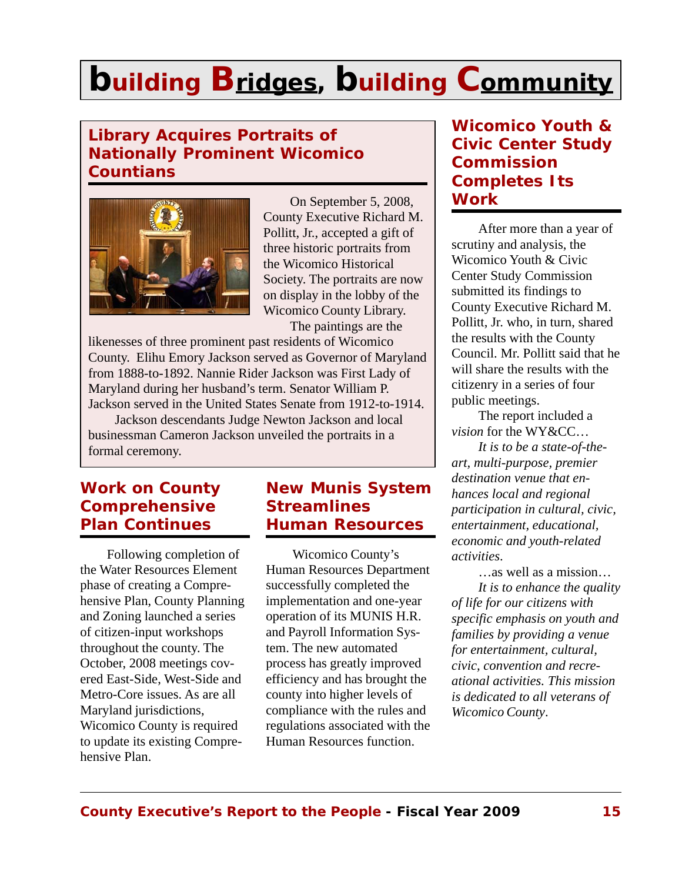# building Bridges, building Community

## Library Acquires Portraits of Nationally Prominent Wicomico Countians

On September 5, 2008, County Executive Richard M. Pollitt, Jr., accepted a gift of three historic portraits from the Wicomico Historical Society. The portraits are now on display in the lobby of the Wicomico County Library.

The paintings are the likenesses of three prominent past residents of Wicomico County. Elihu Emory Jackson served as Governor of Maryland from 1888-to-1892. Nannie Rider Jackson was First Lady of Maryland during her husband's term. Senator William P. Jackson served in the United States Senate from 1912-to-1914.

Jackson descendants Judge Newton Jackson and local businessman Cameron Jackson unveiled the portraits in a formal ceremony.

## Work on County Comprehensive Plan Continues

Following completion of the Water Resources Element phase of creating a Comprehensive Plan, County Planning and Zoning launched a series of citizen-input workshops throughout the county. The October, 2008 meetings covered East-Side, West-Side and Metro-Core issues. As are all Maryland jurisdictions, Wicomico County is required to update its existing Comprehensive Plan.

## New Munis System Streamlines Human Resources

Wicomico County's Human Resources Department successfully completed the implementation and one-year operation of its MUNIS H.R. and Payroll Information System. The new automated process has greatly improved efficiency and has brought the county into higher levels of compliance with the rules and regulations associated with the Human Resources function.

## Wicomico Youth & Civic Center Study Commission Completes Its Work

After more than a year of scrutiny and analysis, the Wicomico Youth & Civic Center Study Commission submitted its findings to County Executive Richard M. Pollitt, Jr. who, in turn, shared the results with the County Council. Mr. Pollitt said that he will share the results with the citizenry in a series of four public meetings.

The report included a *vision* for the WY&CC…

*It is to be a state-of-the-art, multi-purpose, premier destination venue that enhances local and regional participation in cultural, civic, entertainment, educational, economic and youth-related activities.*

…as well as a mission…

*It is to enhance the quality of life for our citizens with specific emphasis on youth and families by providing a venue for entertainment, cultural, civic, convention and recreational activities. This mission is dedicated to all veterans of Wicomico County.*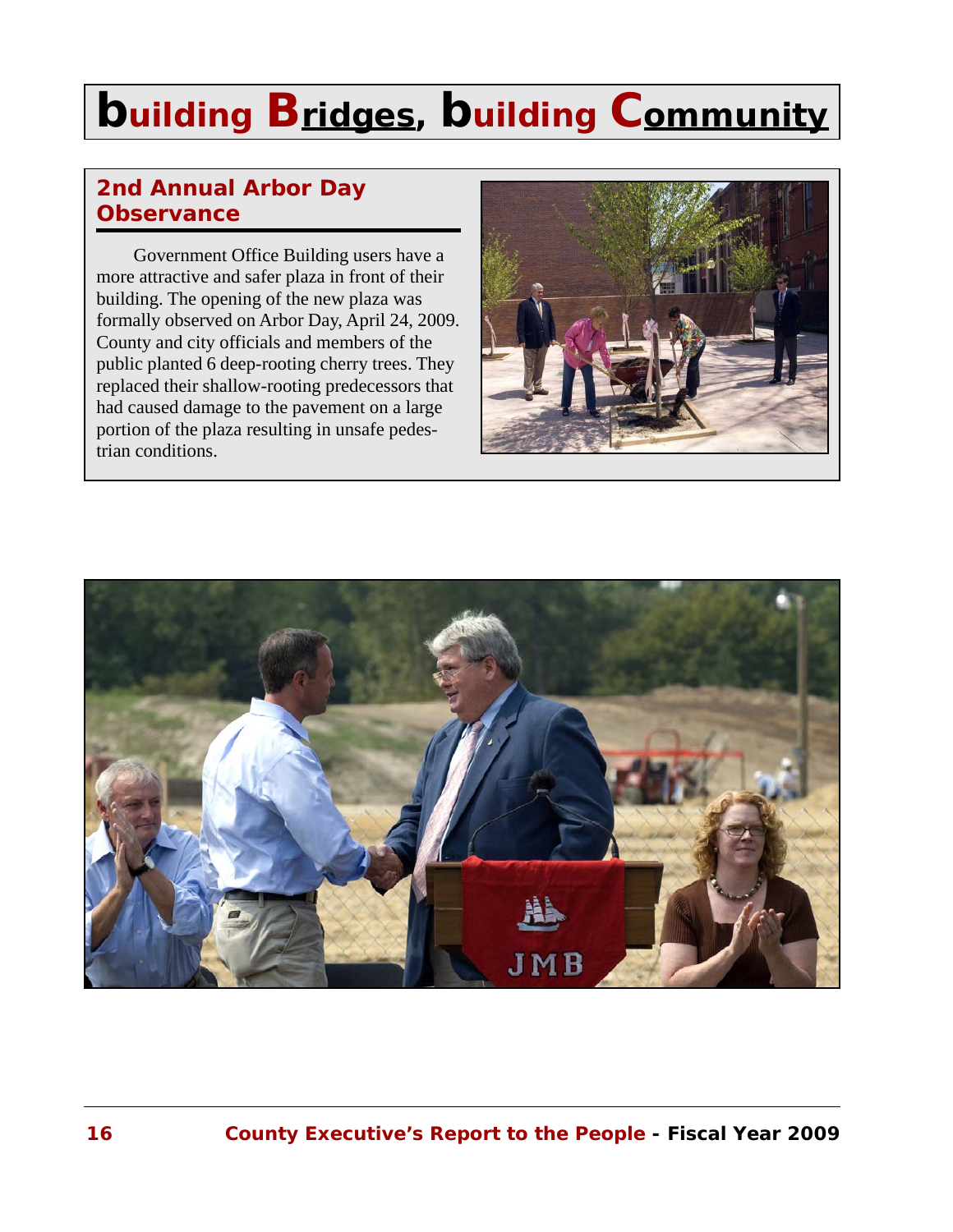# building Bridges, building Community

## 2nd Annual Arbor Day Observance

Government Office Building users have a more attractive and safer plaza in front of their building. The opening of the new plaza was formally observed on Arbor Day, April 24, 2009. County and city officials and members of the public planted 6 deep-rooting cherry trees. They replaced their shallow-rooting predecessors that had caused damage to the pavement on a large portion of the plaza resulting in unsafe pedestrian conditions.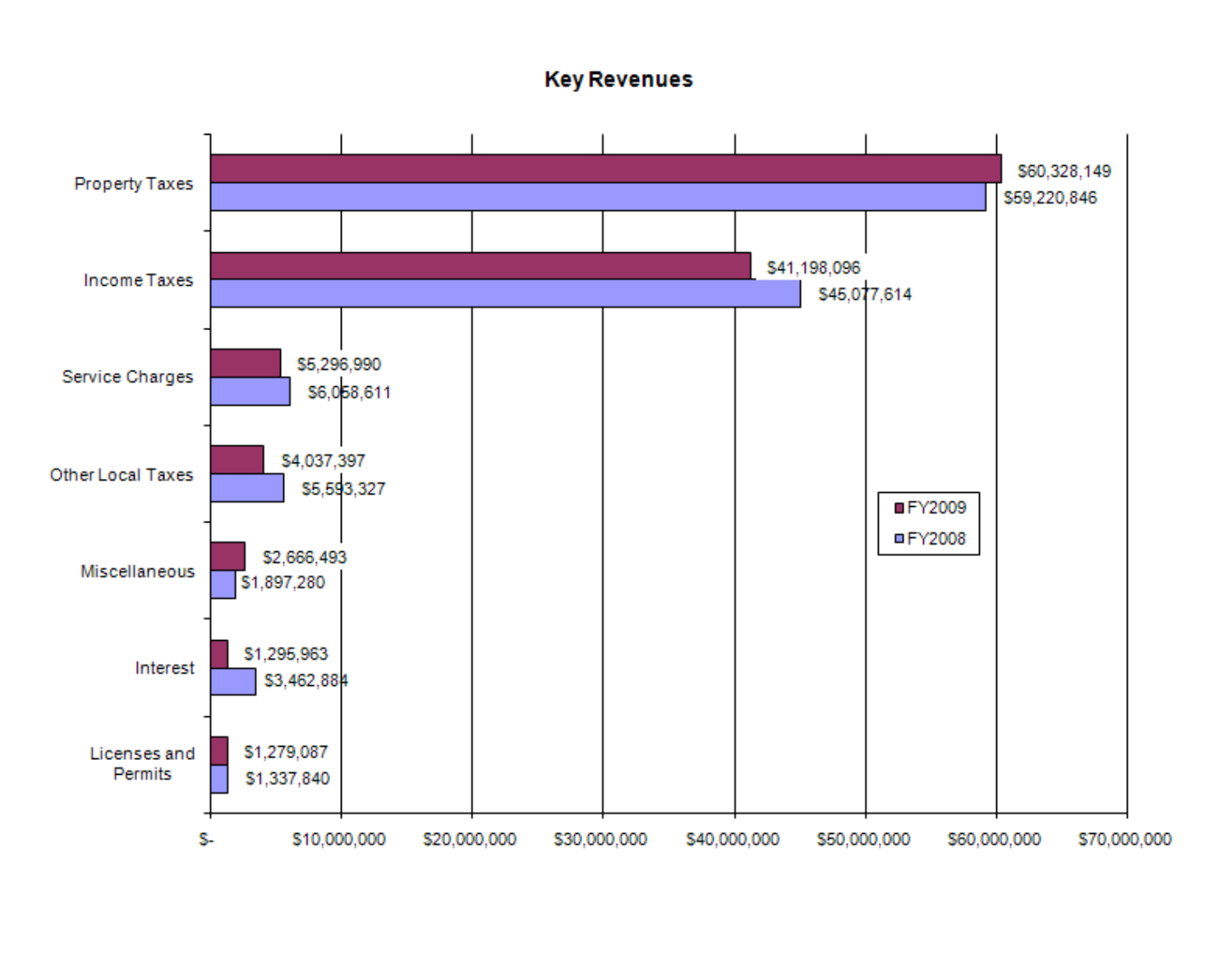# Key Revenues

| Category | FY2009 | FY2008 |
|---|---|---|
| Property Taxes | $60,328,149 | $59,220,846 |
| Income Taxes | $41,198,096 | $45,077,614 |
| Service Charges | $5,296,990 | $6,058,611 |
| Other Local Taxes | $4,037,397 | $5,593,327 |
| Miscellaneous | $2,666,493 | $1,897,280 |
| Interest | $1,295,963 | $3,462,884 |
| Licenses and Permits | $1,279,087 | $1,337,840 |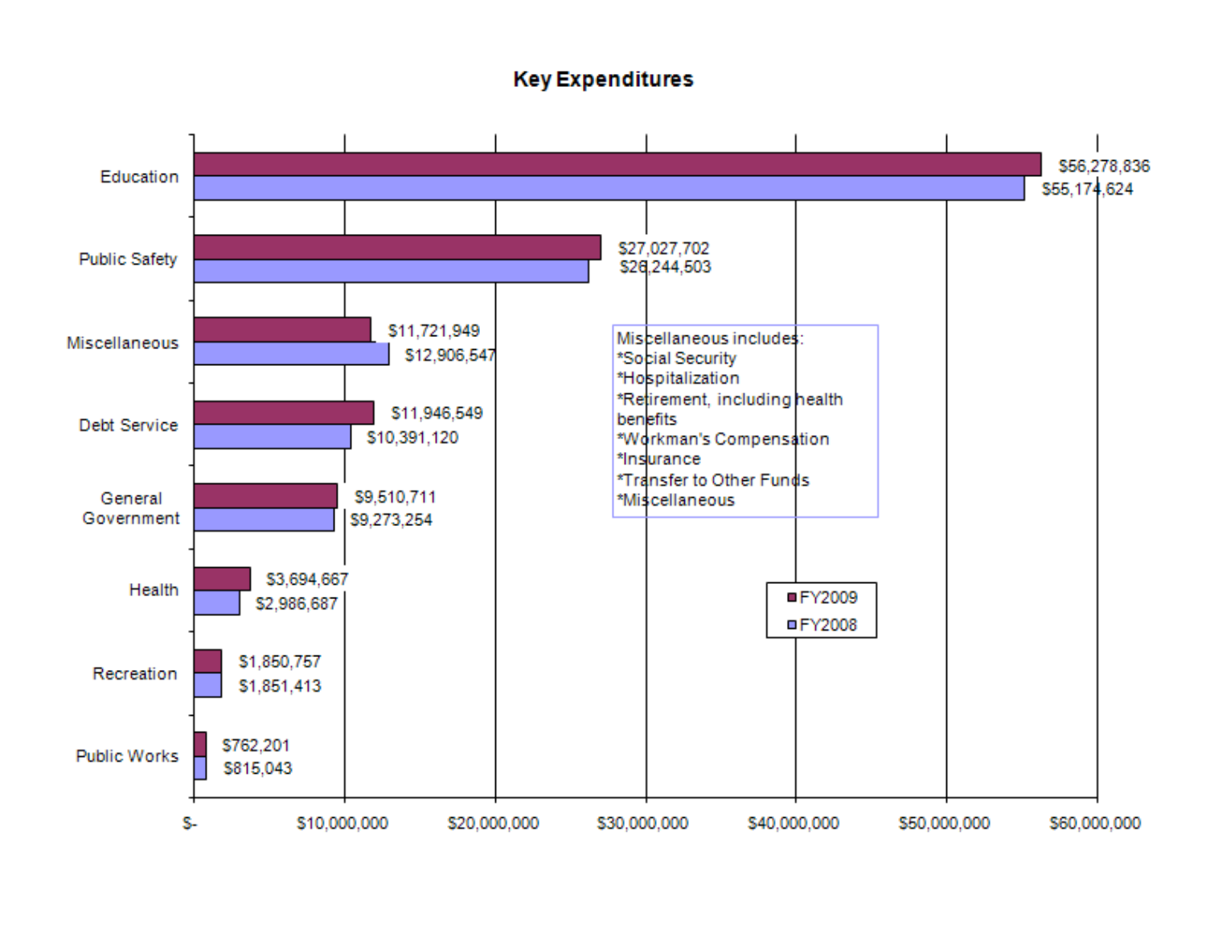## Key Expenditures

| Category | FY2009 | FY2008 |
|---|---|---|
| Education | $56,278,836 | $55,174,624 |
| Public Safety | $27,027,702 | $26,244,503 |
| Miscellaneous | $11,721,949 | $12,906,547 |
| Debt Service | $11,946,549 | $10,391,120 |
| General Government | $9,510,711 | $9,273,254 |
| Health | $3,694,667 | $2,986,687 |
| Recreation | $1,850,757 | $1,851,413 |
| Public Works | $762,201 | $815,043 |

Miscellaneous includes:
*Social Security
*Hospitalization
*Retirement, including health benefits
*Workman's Compensation
*Insurance
*Transfer to Other Funds
*Miscellaneous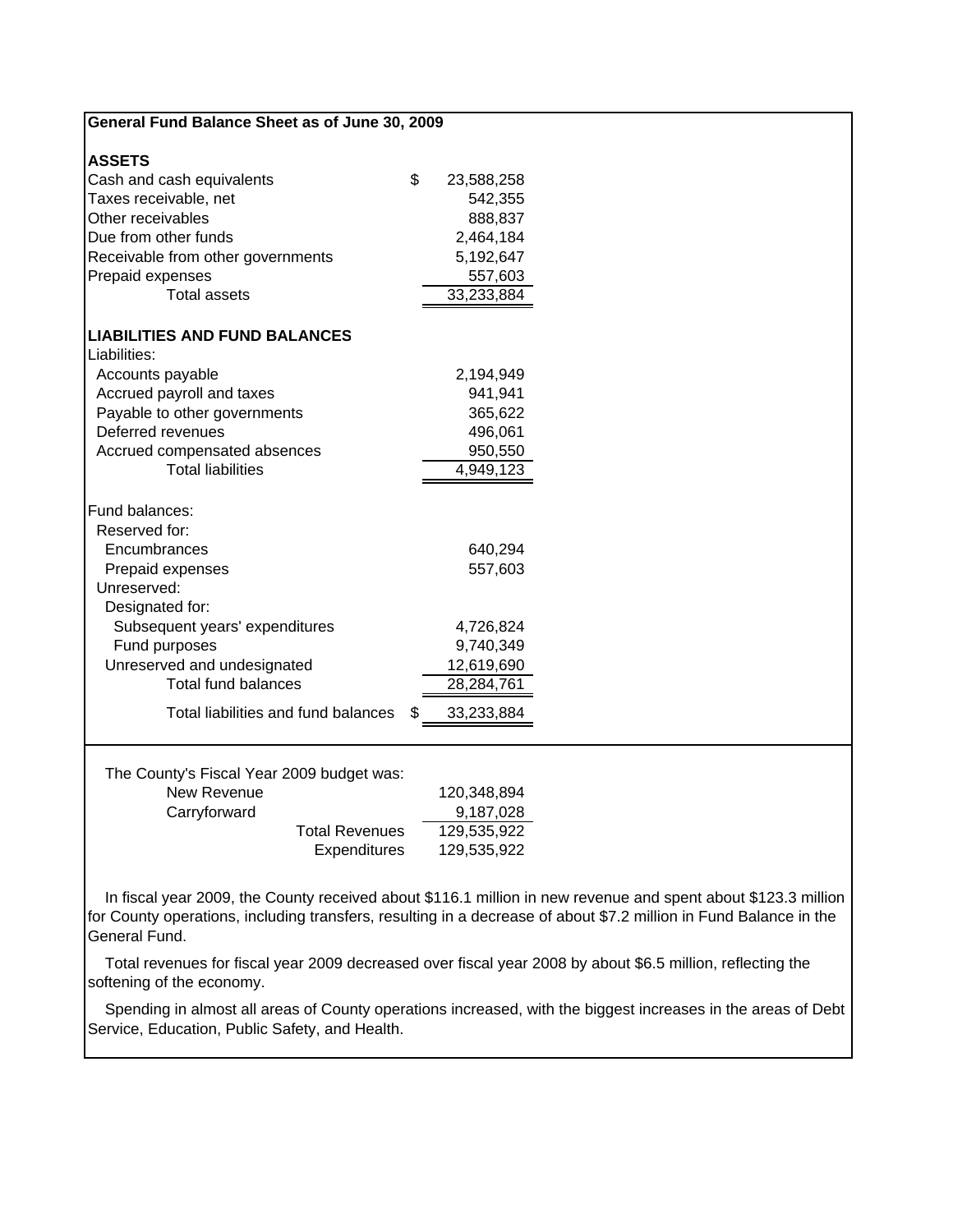## General Fund Balance Sheet as of June 30, 2009

| | |
|---|---|
| **ASSETS** | |
| Cash and cash equivalents | $ 23,588,258 |
| Taxes receivable, net | 542,355 |
| Other receivables | 888,837 |
| Due from other funds | 2,464,184 |
| Receivable from other governments | 5,192,647 |
| Prepaid expenses | 557,603 |
| Total assets | 33,233,884 |
| **LIABILITIES AND FUND BALANCES** | |
| Liabilities: | |
| Accounts payable | 2,194,949 |
| Accrued payroll and taxes | 941,941 |
| Payable to other governments | 365,622 |
| Deferred revenues | 496,061 |
| Accrued compensated absences | 950,550 |
| Total liabilities | 4,949,123 |
| Fund balances: | |
| Reserved for: | |
| Encumbrances | 640,294 |
| Prepaid expenses | 557,603 |
| Unreserved: | |
| Designated for: | |
| Subsequent years' expenditures | 4,726,824 |
| Fund purposes | 9,740,349 |
| Unreserved and undesignated | 12,619,690 |
| Total fund balances | 28,284,761 |
| Total liabilities and fund balances | $ 33,233,884 |

The County's Fiscal Year 2009 budget was:

| | |
|---|---|
| New Revenue | 120,348,894 |
| Carryforward | 9,187,028 |
| Total Revenues | 129,535,922 |
| Expenditures | 129,535,922 |

In fiscal year 2009, the County received about $116.1 million in new revenue and spent about $123.3 million for County operations, including transfers, resulting in a decrease of about $7.2 million in Fund Balance in the General Fund.

Total revenues for fiscal year 2009 decreased over fiscal year 2008 by about $6.5 million, reflecting the softening of the economy.

Spending in almost all areas of County operations increased, with the biggest increases in the areas of Debt Service, Education, Public Safety, and Health.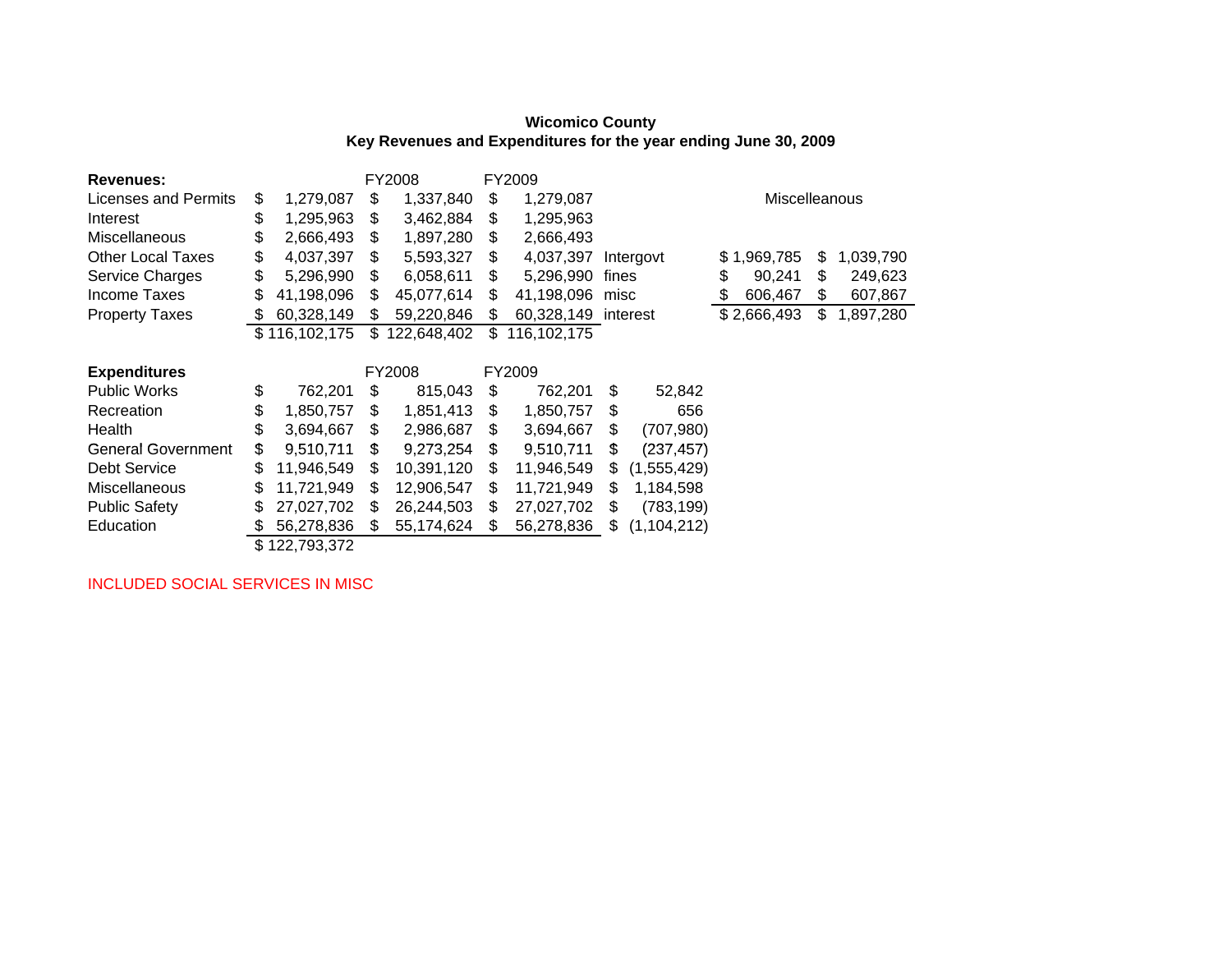**Wicomico County**
**Key Revenues and Expenditures for the year ending June 30, 2009**

| **Revenues:** | | FY2008 | FY2009 | | | | |
|---|---|---|---|---|---|---|---|
| Licenses and Permits | $ 1,279,087 | $ 1,337,840 | $ 1,279,087 | | | Miscelleanous | |
| Interest | $ 1,295,963 | $ 3,462,884 | $ 1,295,963 | | | | |
| Miscellaneous | $ 2,666,493 | $ 1,897,280 | $ 2,666,493 | | | | |
| Other Local Taxes | $ 4,037,397 | $ 5,593,327 | $ 4,037,397 | Intergovt | | $ 1,969,785 | $ 1,039,790 |
| Service Charges | $ 5,296,990 | $ 6,058,611 | $ 5,296,990 | fines | | $ 90,241 | $ 249,623 |
| Income Taxes | $ 41,198,096 | $ 45,077,614 | $ 41,198,096 | misc | | $ 606,467 | $ 607,867 |
| Property Taxes | $ 60,328,149 | $ 59,220,846 | $ 60,328,149 | interest | | $ 2,666,493 | $ 1,897,280 |
| | $ 116,102,175 | $ 122,648,402 | $ 116,102,175 | | | | |

| **Expenditures** | | FY2008 | FY2009 | |
|---|---|---|---|---|
| Public Works | $ 762,201 | $ 815,043 | $ 762,201 | $ 52,842 |
| Recreation | $ 1,850,757 | $ 1,851,413 | $ 1,850,757 | $ 656 |
| Health | $ 3,694,667 | $ 2,986,687 | $ 3,694,667 | $ (707,980) |
| General Government | $ 9,510,711 | $ 9,273,254 | $ 9,510,711 | $ (237,457) |
| Debt Service | $ 11,946,549 | $ 10,391,120 | $ 11,946,549 | $ (1,555,429) |
| Miscellaneous | $ 11,721,949 | $ 12,906,547 | $ 11,721,949 | $ 1,184,598 |
| Public Safety | $ 27,027,702 | $ 26,244,503 | $ 27,027,702 | $ (783,199) |
| Education | $ 56,278,836 | $ 55,174,624 | $ 56,278,836 | $ (1,104,212) |
| | $ 122,793,372 | | | |

INCLUDED SOCIAL SERVICES IN MISC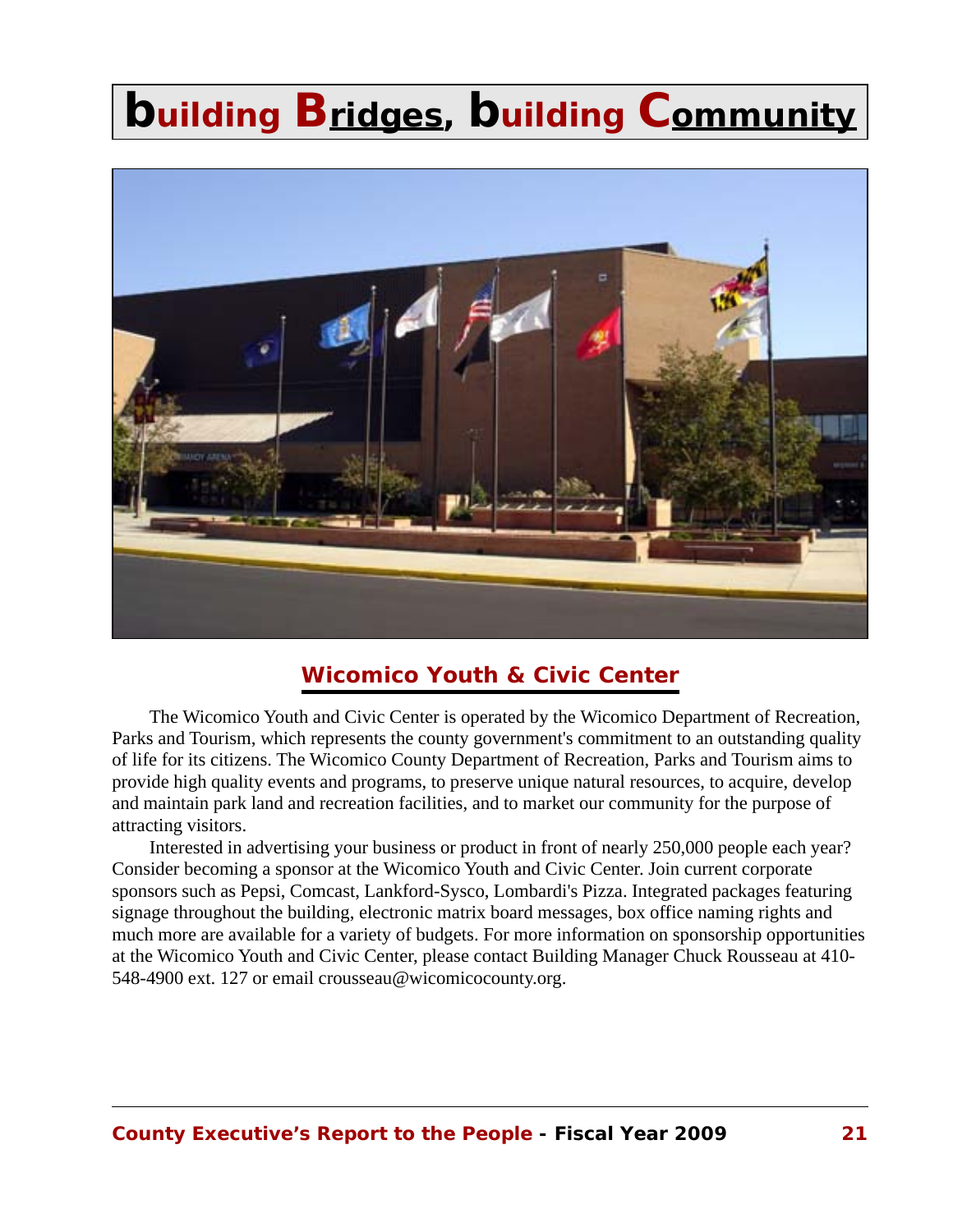# building Bridges, building Community

## Wicomico Youth & Civic Center

The Wicomico Youth and Civic Center is operated by the Wicomico Department of Recreation, Parks and Tourism, which represents the county government's commitment to an outstanding quality of life for its citizens. The Wicomico County Department of Recreation, Parks and Tourism aims to provide high quality events and programs, to preserve unique natural resources, to acquire, develop and maintain park land and recreation facilities, and to market our community for the purpose of attracting visitors.

Interested in advertising your business or product in front of nearly 250,000 people each year? Consider becoming a sponsor at the Wicomico Youth and Civic Center. Join current corporate sponsors such as Pepsi, Comcast, Lankford-Sysco, Lombardi's Pizza. Integrated packages featuring signage throughout the building, electronic matrix board messages, box office naming rights and much more are available for a variety of budgets. For more information on sponsorship opportunities at the Wicomico Youth and Civic Center, please contact Building Manager Chuck Rousseau at 410-548-4900 ext. 127 or email crousseau@wicomicocounty.org.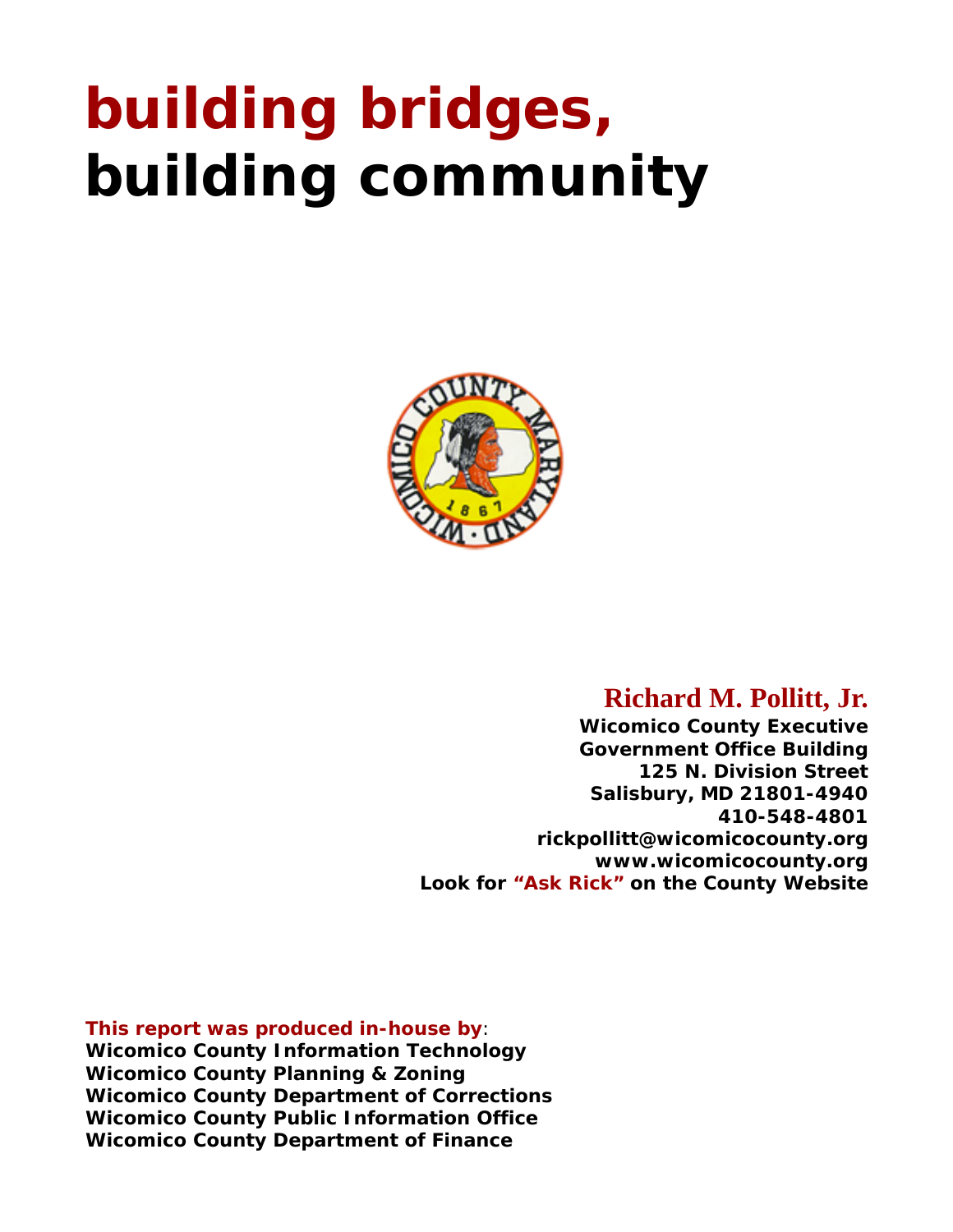# building bridges, building community

**Richard M. Pollitt, Jr.**

**Wicomico County Executive**
**Government Office Building**
**125 N. Division Street**
**Salisbury, MD 21801-4940**
**410-548-4801**
**rickpollitt@wicomicocounty.org**
**www.wicomicocounty.org**
**Look for "Ask Rick" on the County Website**

**This report was produced in-house by**:
**Wicomico County Information Technology**
**Wicomico County Planning & Zoning**
**Wicomico County Department of Corrections**
**Wicomico County Public Information Office**
**Wicomico County Department of Finance**